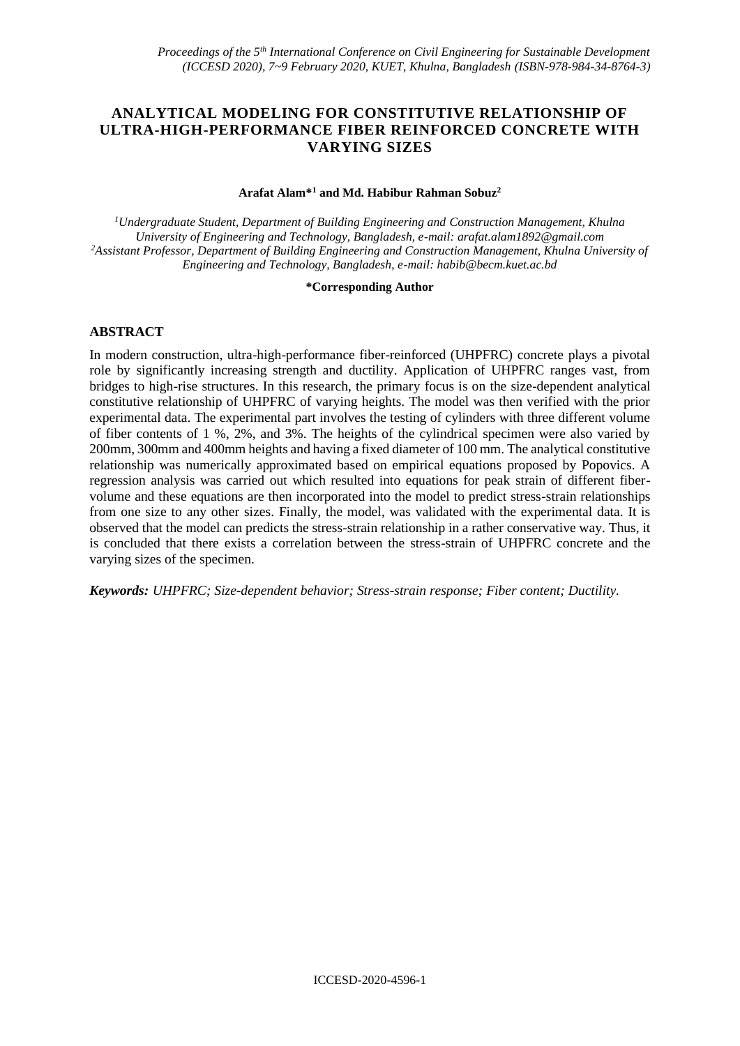# ANALYTICAL MODELING FOR CONSTITUTIVE RELATIONSHIP OF ULTRA-HIGH-PERFORMANCE FIBER REINFORCED CONCRETE WITH VARYING SIZES

**Arafat Alam*[1] and Md. Habibur Rahman Sobuz[2]**

*[1]Undergraduate Student, Department of Building Engineering and Construction Management, Khulna University of Engineering and Technology, Bangladesh, e-mail: arafat.alam1892@gmail.com*
*[2]Assistant Professor, Department of Building Engineering and Construction Management, Khulna University of Engineering and Technology, Bangladesh, e-mail: habib@becm.kuet.ac.bd*

**\*Corresponding Author**

## ABSTRACT

In modern construction, ultra-high-performance fiber-reinforced (UHPFRC) concrete plays a pivotal role by significantly increasing strength and ductility. Application of UHPFRC ranges vast, from bridges to high-rise structures. In this research, the primary focus is on the size-dependent analytical constitutive relationship of UHPFRC of varying heights. The model was then verified with the prior experimental data. The experimental part involves the testing of cylinders with three different volume of fiber contents of 1 %, 2%, and 3%. The heights of the cylindrical specimen were also varied by 200mm, 300mm and 400mm heights and having a fixed diameter of 100 mm. The analytical constitutive relationship was numerically approximated based on empirical equations proposed by Popovics. A regression analysis was carried out which resulted into equations for peak strain of different fiber-volume and these equations are then incorporated into the model to predict stress-strain relationships from one size to any other sizes. Finally, the model, was validated with the experimental data. It is observed that the model can predicts the stress-strain relationship in a rather conservative way. Thus, it is concluded that there exists a correlation between the stress-strain of UHPFRC concrete and the varying sizes of the specimen.

***Keywords:*** *UHPFRC; Size-dependent behavior; Stress-strain response; Fiber content; Ductility.*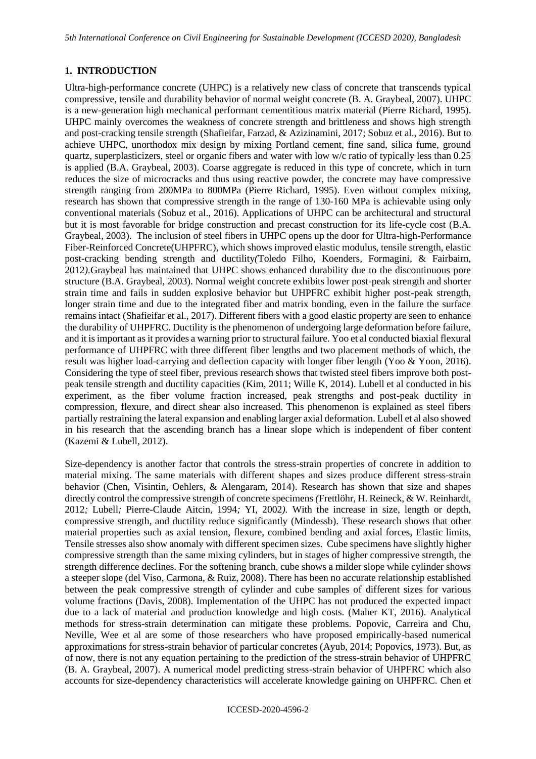## 1. INTRODUCTION

Ultra-high-performance concrete (UHPC) is a relatively new class of concrete that transcends typical compressive, tensile and durability behavior of normal weight concrete (B. A. Graybeal, 2007). UHPC is a new-generation high mechanical performant cementitious matrix material (Pierre Richard, 1995). UHPC mainly overcomes the weakness of concrete strength and brittleness and shows high strength and post-cracking tensile strength (Shafieifar, Farzad, & Azizinamini, 2017; Sobuz et al., 2016). But to achieve UHPC, unorthodox mix design by mixing Portland cement, fine sand, silica fume, ground quartz, superplasticizers, steel or organic fibers and water with low w/c ratio of typically less than 0.25 is applied (B.A. Graybeal, 2003). Coarse aggregate is reduced in this type of concrete, which in turn reduces the size of microcracks and thus using reactive powder, the concrete may have compressive strength ranging from 200MPa to 800MPa (Pierre Richard, 1995). Even without complex mixing, research has shown that compressive strength in the range of 130-160 MPa is achievable using only conventional materials (Sobuz et al., 2016). Applications of UHPC can be architectural and structural but it is most favorable for bridge construction and precast construction for its life-cycle cost (B.A. Graybeal, 2003). The inclusion of steel fibers in UHPC opens up the door for Ultra-high-Performance Fiber-Reinforced Concrete(UHPFRC), which shows improved elastic modulus, tensile strength, elastic post-cracking bending strength and ductility*(*Toledo Filho, Koenders, Formagini, & Fairbairn, 2012*)*.Graybeal has maintained that UHPC shows enhanced durability due to the discontinuous pore structure (B.A. Graybeal, 2003). Normal weight concrete exhibits lower post-peak strength and shorter strain time and fails in sudden explosive behavior but UHPFRC exhibit higher post-peak strength, longer strain time and due to the integrated fiber and matrix bonding, even in the failure the surface remains intact (Shafieifar et al., 2017). Different fibers with a good elastic property are seen to enhance the durability of UHPFRC. Ductility is the phenomenon of undergoing large deformation before failure, and it is important as it provides a warning prior to structural failure. Yoo et al conducted biaxial flexural performance of UHPFRC with three different fiber lengths and two placement methods of which, the result was higher load-carrying and deflection capacity with longer fiber length (Yoo & Yoon, 2016). Considering the type of steel fiber, previous research shows that twisted steel fibers improve both post-peak tensile strength and ductility capacities (Kim, 2011; Wille K, 2014). Lubell et al conducted in his experiment, as the fiber volume fraction increased, peak strengths and post-peak ductility in compression, flexure, and direct shear also increased. This phenomenon is explained as steel fibers partially restraining the lateral expansion and enabling larger axial deformation. Lubell et al also showed in his research that the ascending branch has a linear slope which is independent of fiber content (Kazemi & Lubell, 2012).

Size-dependency is another factor that controls the stress-strain properties of concrete in addition to material mixing. The same materials with different shapes and sizes produce different stress-strain behavior (Chen, Visintin, Oehlers, & Alengaram, 2014). Research has shown that size and shapes directly control the compressive strength of concrete specimens *(*Frettlöhr, H. Reineck, & W. Reinhardt, 2012*;* Lubell*;* Pierre-Claude Aitcin, 1994*;* YI, 2002*)*. With the increase in size, length or depth, compressive strength, and ductility reduce significantly (Mindessb). These research shows that other material properties such as axial tension, flexure, combined bending and axial forces, Elastic limits, Tensile stresses also show anomaly with different specimen sizes. Cube specimens have slightly higher compressive strength than the same mixing cylinders, but in stages of higher compressive strength, the strength difference declines. For the softening branch, cube shows a milder slope while cylinder shows a steeper slope (del Viso, Carmona, & Ruiz, 2008). There has been no accurate relationship established between the peak compressive strength of cylinder and cube samples of different sizes for various volume fractions (Davis, 2008). Implementation of the UHPC has not produced the expected impact due to a lack of material and production knowledge and high costs. (Maher KT, 2016). Analytical methods for stress-strain determination can mitigate these problems. Popovic, Carreira and Chu, Neville, Wee et al are some of those researchers who have proposed empirically-based numerical approximations for stress-strain behavior of particular concretes (Ayub, 2014; Popovics, 1973). But, as of now, there is not any equation pertaining to the prediction of the stress-strain behavior of UHPFRC (B. A. Graybeal, 2007). A numerical model predicting stress-strain behavior of UHPFRC which also accounts for size-dependency characteristics will accelerate knowledge gaining on UHPFRC. Chen et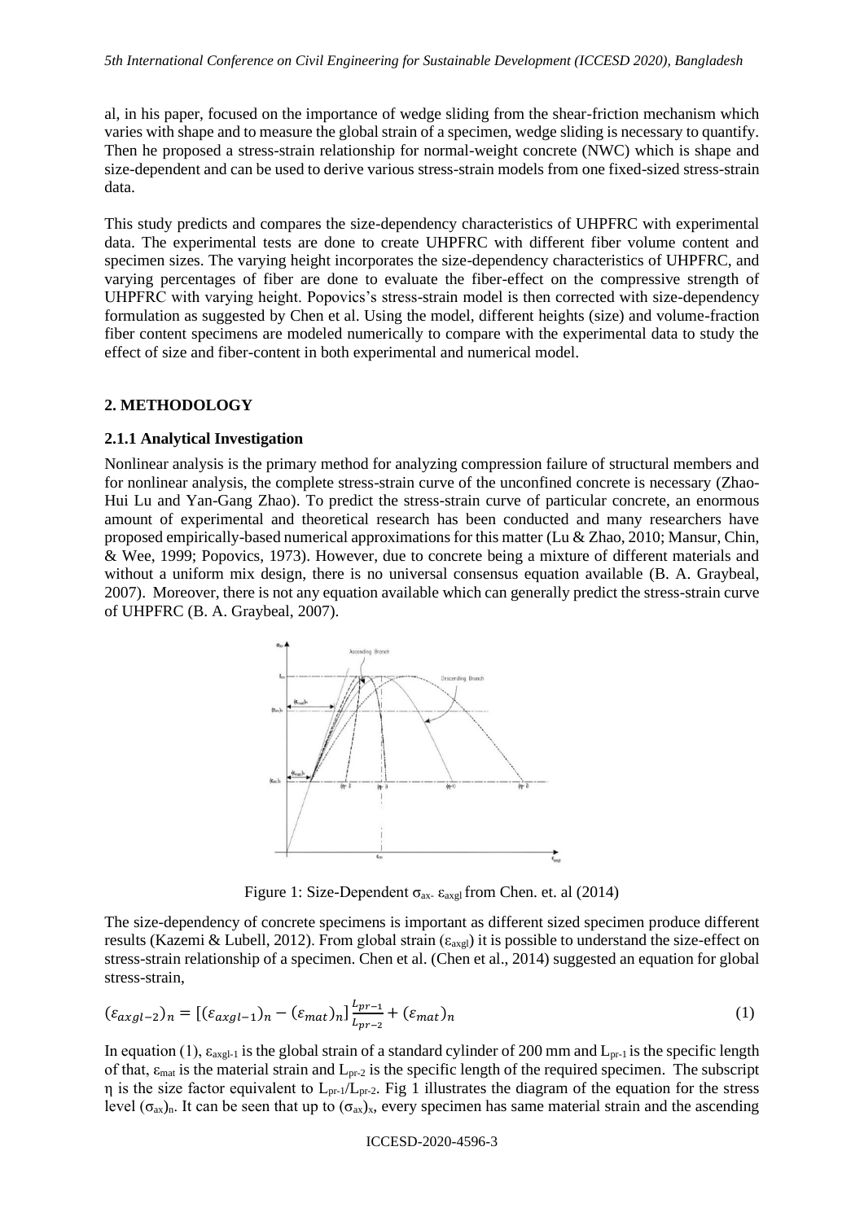al, in his paper, focused on the importance of wedge sliding from the shear-friction mechanism which varies with shape and to measure the global strain of a specimen, wedge sliding is necessary to quantify. Then he proposed a stress-strain relationship for normal-weight concrete (NWC) which is shape and size-dependent and can be used to derive various stress-strain models from one fixed-sized stress-strain data.

This study predicts and compares the size-dependency characteristics of UHPFRC with experimental data. The experimental tests are done to create UHPFRC with different fiber volume content and specimen sizes. The varying height incorporates the size-dependency characteristics of UHPFRC, and varying percentages of fiber are done to evaluate the fiber-effect on the compressive strength of UHPFRC with varying height. Popovics's stress-strain model is then corrected with size-dependency formulation as suggested by Chen et al. Using the model, different heights (size) and volume-fraction fiber content specimens are modeled numerically to compare with the experimental data to study the effect of size and fiber-content in both experimental and numerical model.

## 2. METHODOLOGY

### 2.1.1 Analytical Investigation

Nonlinear analysis is the primary method for analyzing compression failure of structural members and for nonlinear analysis, the complete stress-strain curve of the unconfined concrete is necessary (Zhao-Hui Lu and Yan-Gang Zhao). To predict the stress-strain curve of particular concrete, an enormous amount of experimental and theoretical research has been conducted and many researchers have proposed empirically-based numerical approximations for this matter (Lu & Zhao, 2010; Mansur, Chin, & Wee, 1999; Popovics, 1973). However, due to concrete being a mixture of different materials and without a uniform mix design, there is no universal consensus equation available (B. A. Graybeal, 2007). Moreover, there is not any equation available which can generally predict the stress-strain curve of UHPFRC (B. A. Graybeal, 2007).

Figure 1: Size-Dependent $\sigma_{ax}$- $\varepsilon_{axgl}$ from Chen. et. al (2014)

The size-dependency of concrete specimens is important as different sized specimen produce different results (Kazemi & Lubell, 2012). From global strain ($\varepsilon_{axgl}$) it is possible to understand the size-effect on stress-strain relationship of a specimen. Chen et al. (Chen et al., 2014) suggested an equation for global stress-strain,

$$(\varepsilon_{axgl-2})_n = [(\varepsilon_{axgl-1})_n - (\varepsilon_{mat})_n]\frac{L_{pr-1}}{L_{pr-2}} + (\varepsilon_{mat})_n \tag{1}$$

In equation (1), $\varepsilon_{axgl-1}$ is the global strain of a standard cylinder of 200 mm and $L_{pr-1}$ is the specific length of that, $\varepsilon_{mat}$ is the material strain and $L_{pr-2}$ is the specific length of the required specimen. The subscript η is the size factor equivalent to $L_{pr-1}/L_{pr-2}$. Fig 1 illustrates the diagram of the equation for the stress level $(\sigma_{ax})_n$. It can be seen that up to $(\sigma_{ax})_x$, every specimen has same material strain and the ascending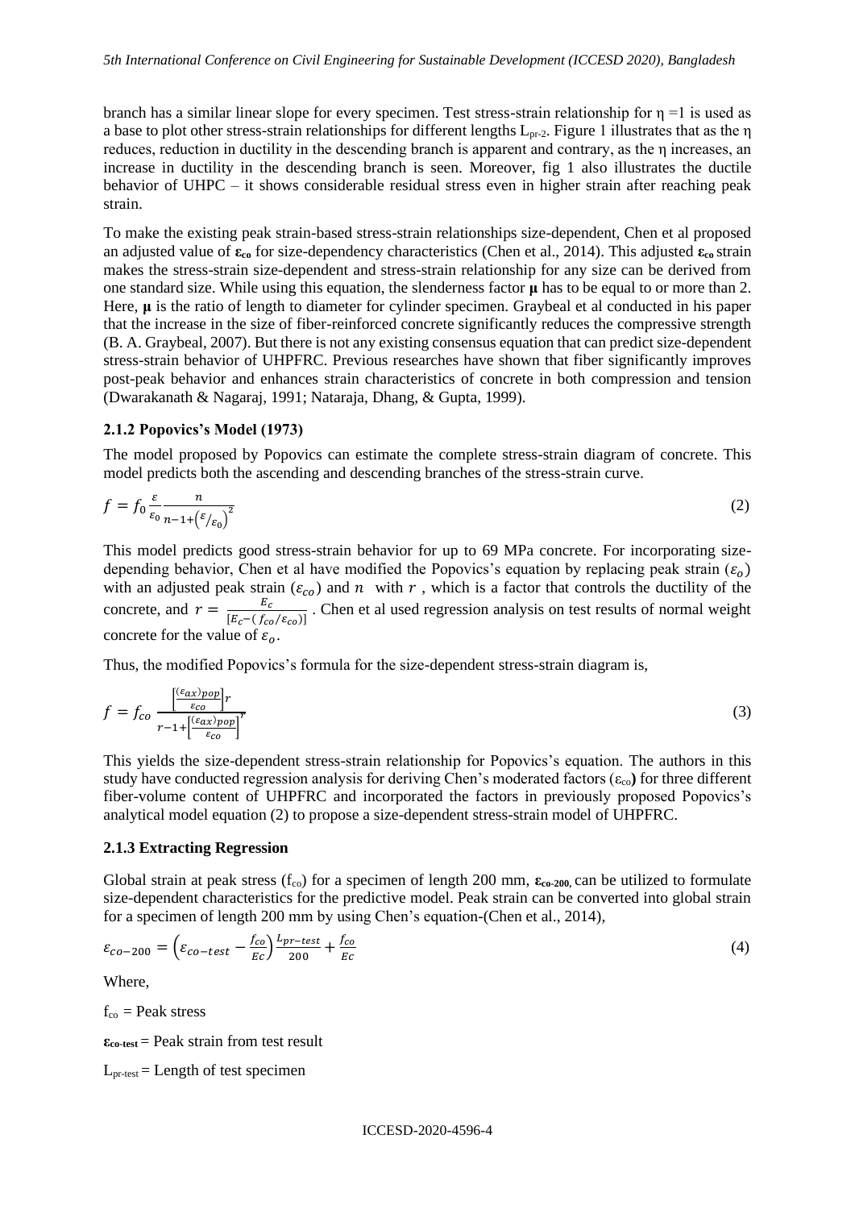branch has a similar linear slope for every specimen. Test stress-strain relationship for η =1 is used as a base to plot other stress-strain relationships for different lengths $L_{pr\text{-}2}$. Figure 1 illustrates that as the η reduces, reduction in ductility in the descending branch is apparent and contrary, as the η increases, an increase in ductility in the descending branch is seen. Moreover, fig 1 also illustrates the ductile behavior of UHPC – it shows considerable residual stress even in higher strain after reaching peak strain.

To make the existing peak strain-based stress-strain relationships size-dependent, Chen et al proposed an adjusted value of $\boldsymbol{\varepsilon_{co}}$ for size-dependency characteristics (Chen et al., 2014). This adjusted $\boldsymbol{\varepsilon_{co}}$ strain makes the stress-strain size-dependent and stress-strain relationship for any size can be derived from one standard size. While using this equation, the slenderness factor **μ** has to be equal to or more than 2. Here, **μ** is the ratio of length to diameter for cylinder specimen. Graybeal et al conducted in his paper that the increase in the size of fiber-reinforced concrete significantly reduces the compressive strength (B. A. Graybeal, 2007). But there is not any existing consensus equation that can predict size-dependent stress-strain behavior of UHPFRC. Previous researches have shown that fiber significantly improves post-peak behavior and enhances strain characteristics of concrete in both compression and tension (Dwarakanath & Nagaraj, 1991; Nataraja, Dhang, & Gupta, 1999).

### 2.1.2 Popovics's Model (1973)

The model proposed by Popovics can estimate the complete stress-strain diagram of concrete. This model predicts both the ascending and descending branches of the stress-strain curve.

$$f = f_0 \frac{\varepsilon}{\varepsilon_0} \frac{n}{n-1+\left(\varepsilon/\varepsilon_0\right)^2} \tag{2}$$

This model predicts good stress-strain behavior for up to 69 MPa concrete. For incorporating size-depending behavior, Chen et al have modified the Popovics's equation by replacing peak strain ($\varepsilon_o$) with an adjusted peak strain ($\varepsilon_{co}$) and $n$ with $r$, which is a factor that controls the ductility of the concrete, and $r = \frac{E_c}{[E_c-(f_{co}/\varepsilon_{co})]}$. Chen et al used regression analysis on test results of normal weight concrete for the value of $\varepsilon_o$.

Thus, the modified Popovics's formula for the size-dependent stress-strain diagram is,

$$f = f_{co} \frac{\left[\frac{(\varepsilon_{ax})_{pop}}{\varepsilon_{co}}\right] r}{r-1+\left[\frac{(\varepsilon_{ax})_{pop}}{\varepsilon_{co}}\right]^r} \tag{3}$$

This yields the size-dependent stress-strain relationship for Popovics's equation. The authors in this study have conducted regression analysis for deriving Chen's moderated factors ($\varepsilon_{co}$) for three different fiber-volume content of UHPFRC and incorporated the factors in previously proposed Popovics's analytical model equation (2) to propose a size-dependent stress-strain model of UHPFRC.

### 2.1.3 Extracting Regression

Global strain at peak stress ($f_{co}$) for a specimen of length 200 mm, $\boldsymbol{\varepsilon_{co\text{-}200}}$, can be utilized to formulate size-dependent characteristics for the predictive model. Peak strain can be converted into global strain for a specimen of length 200 mm by using Chen's equation-(Chen et al., 2014),

$$\varepsilon_{co-200} = \left(\varepsilon_{co-test} - \frac{f_{co}}{Ec}\right)\frac{L_{pr-test}}{200} + \frac{f_{co}}{Ec} \tag{4}$$

Where,

$f_{co}$ = Peak stress

$\boldsymbol{\varepsilon_{co\text{-}test}}$ = Peak strain from test result

$L_{pr\text{-}test}$ = Length of test specimen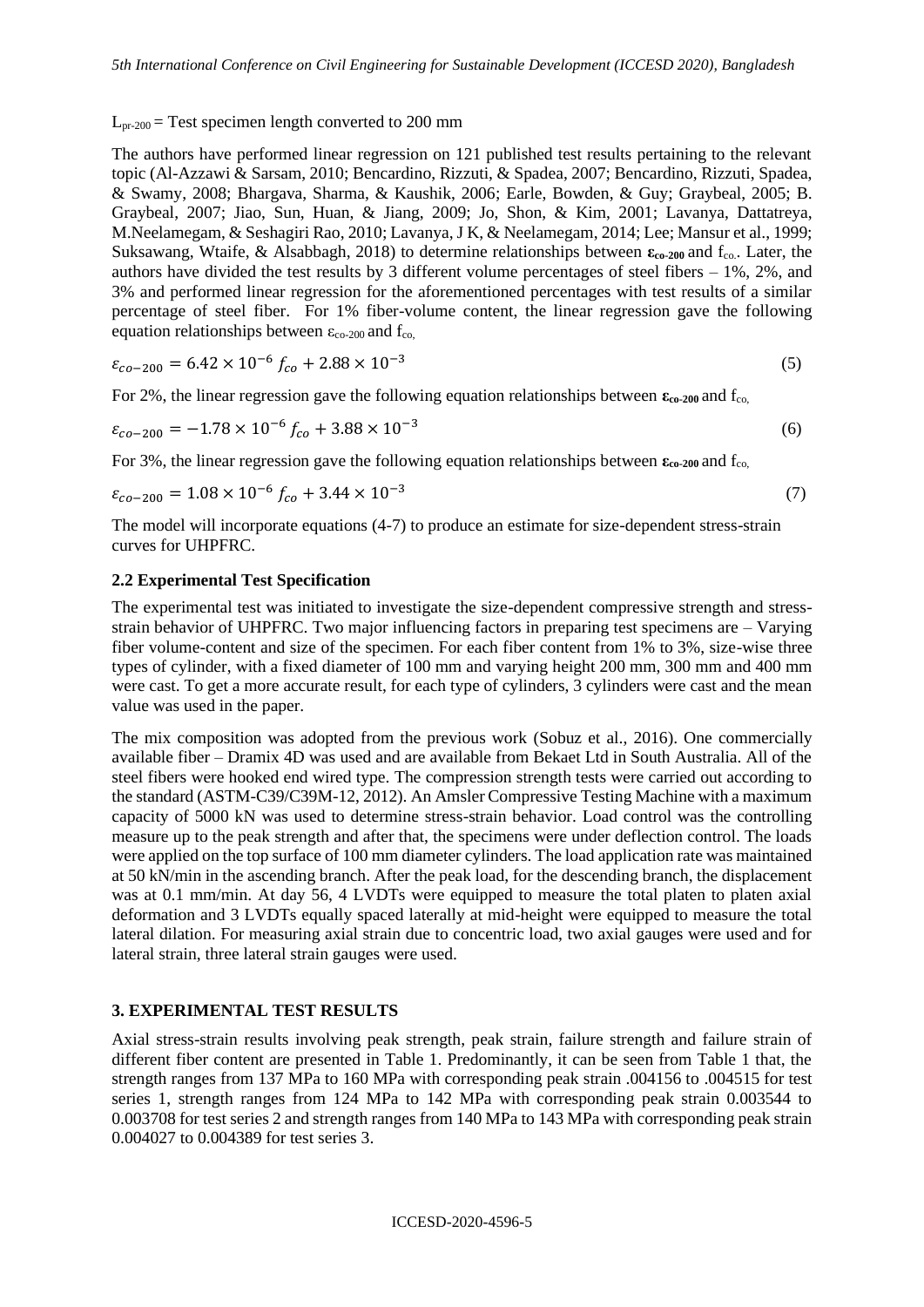$L_{pr\text{-}200}$ = Test specimen length converted to 200 mm

The authors have performed linear regression on 121 published test results pertaining to the relevant topic (Al-Azzawi & Sarsam, 2010; Bencardino, Rizzuti, & Spadea, 2007; Bencardino, Rizzuti, Spadea, & Swamy, 2008; Bhargava, Sharma, & Kaushik, 2006; Earle, Bowden, & Guy; Graybeal, 2005; B. Graybeal, 2007; Jiao, Sun, Huan, & Jiang, 2009; Jo, Shon, & Kim, 2001; Lavanya, Dattatreya, M.Neelamegam, & Seshagiri Rao, 2010; Lavanya, J K, & Neelamegam, 2014; Lee; Mansur et al., 1999; Suksawang, Wtaife, & Alsabbagh, 2018) to determine relationships between $\boldsymbol{\varepsilon_{co\text{-}200}}$ and $f_{co}$. Later, the authors have divided the test results by 3 different volume percentages of steel fibers – 1%, 2%, and 3% and performed linear regression for the aforementioned percentages with test results of a similar percentage of steel fiber. For 1% fiber-volume content, the linear regression gave the following equation relationships between $\varepsilon_{co\text{-}200}$ and $f_{co}$,

$$\varepsilon_{co-200} = 6.42 \times 10^{-6} \, f_{co} + 2.88 \times 10^{-3} \tag{5}$$

For 2%, the linear regression gave the following equation relationships between $\boldsymbol{\varepsilon_{co\text{-}200}}$ and $f_{co}$,

$$\varepsilon_{co-200} = -1.78 \times 10^{-6} \, f_{co} + 3.88 \times 10^{-3} \tag{6}$$

For 3%, the linear regression gave the following equation relationships between $\boldsymbol{\varepsilon_{co\text{-}200}}$ and $f_{co}$,

$$\varepsilon_{co-200} = 1.08 \times 10^{-6} \, f_{co} + 3.44 \times 10^{-3} \tag{7}$$

The model will incorporate equations (4-7) to produce an estimate for size-dependent stress-strain curves for UHPFRC.

### 2.2 Experimental Test Specification

The experimental test was initiated to investigate the size-dependent compressive strength and stress-strain behavior of UHPFRC. Two major influencing factors in preparing test specimens are – Varying fiber volume-content and size of the specimen. For each fiber content from 1% to 3%, size-wise three types of cylinder, with a fixed diameter of 100 mm and varying height 200 mm, 300 mm and 400 mm were cast. To get a more accurate result, for each type of cylinders, 3 cylinders were cast and the mean value was used in the paper.

The mix composition was adopted from the previous work (Sobuz et al., 2016). One commercially available fiber – Dramix 4D was used and are available from Bekaet Ltd in South Australia. All of the steel fibers were hooked end wired type. The compression strength tests were carried out according to the standard (ASTM-C39/C39M-12, 2012). An Amsler Compressive Testing Machine with a maximum capacity of 5000 kN was used to determine stress-strain behavior. Load control was the controlling measure up to the peak strength and after that, the specimens were under deflection control. The loads were applied on the top surface of 100 mm diameter cylinders. The load application rate was maintained at 50 kN/min in the ascending branch. After the peak load, for the descending branch, the displacement was at 0.1 mm/min. At day 56, 4 LVDTs were equipped to measure the total platen to platen axial deformation and 3 LVDTs equally spaced laterally at mid-height were equipped to measure the total lateral dilation. For measuring axial strain due to concentric load, two axial gauges were used and for lateral strain, three lateral strain gauges were used.

## 3. EXPERIMENTAL TEST RESULTS

Axial stress-strain results involving peak strength, peak strain, failure strength and failure strain of different fiber content are presented in Table 1. Predominantly, it can be seen from Table 1 that, the strength ranges from 137 MPa to 160 MPa with corresponding peak strain .004156 to .004515 for test series 1, strength ranges from 124 MPa to 142 MPa with corresponding peak strain 0.003544 to 0.003708 for test series 2 and strength ranges from 140 MPa to 143 MPa with corresponding peak strain 0.004027 to 0.004389 for test series 3.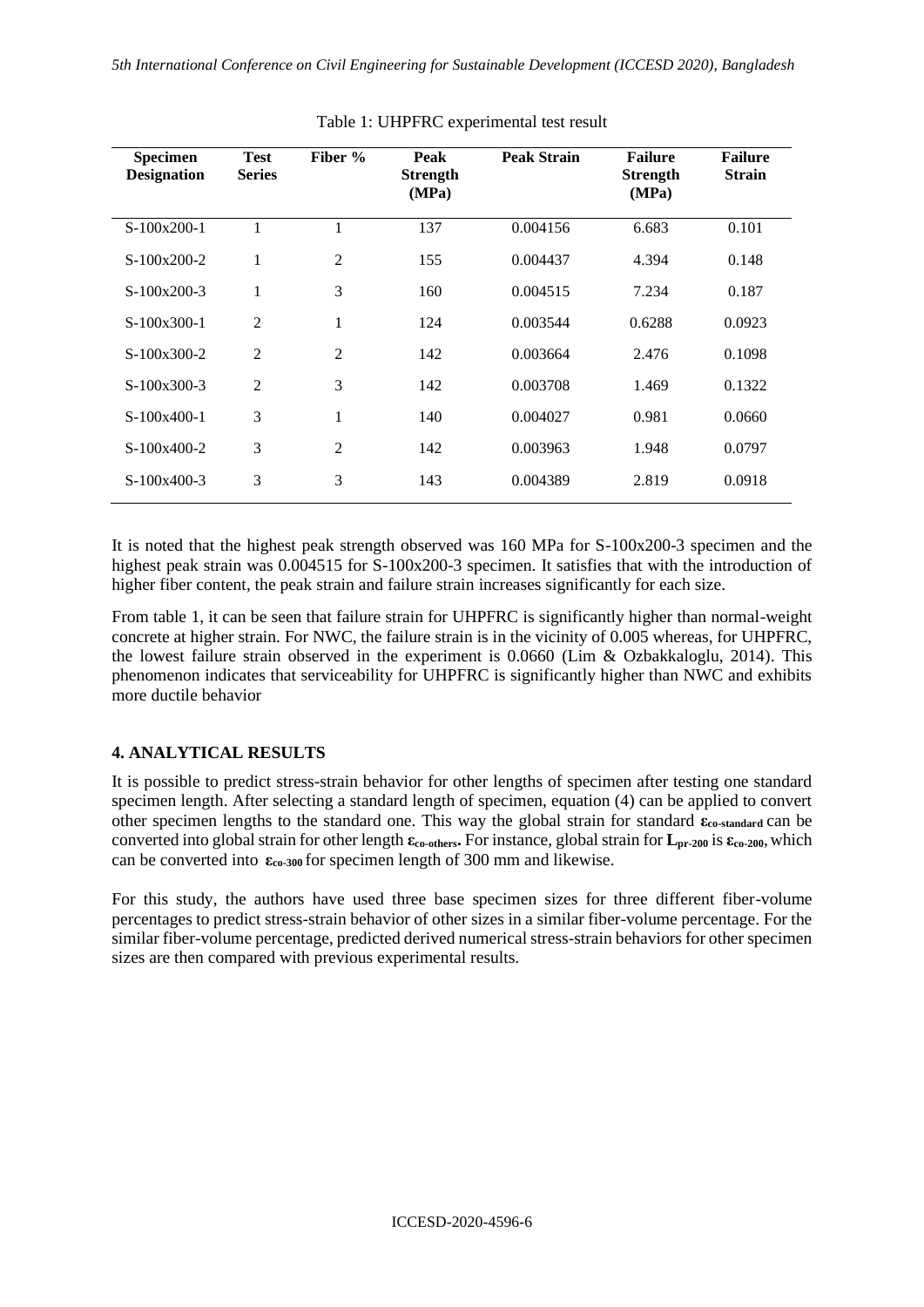Table 1: UHPFRC experimental test result

| Specimen Designation | Test Series | Fiber % | Peak Strength (MPa) | Peak Strain | Failure Strength (MPa) | Failure Strain |
|---|---|---|---|---|---|---|
| S-100x200-1 | 1 | 1 | 137 | 0.004156 | 6.683 | 0.101 |
| S-100x200-2 | 1 | 2 | 155 | 0.004437 | 4.394 | 0.148 |
| S-100x200-3 | 1 | 3 | 160 | 0.004515 | 7.234 | 0.187 |
| S-100x300-1 | 2 | 1 | 124 | 0.003544 | 0.6288 | 0.0923 |
| S-100x300-2 | 2 | 2 | 142 | 0.003664 | 2.476 | 0.1098 |
| S-100x300-3 | 2 | 3 | 142 | 0.003708 | 1.469 | 0.1322 |
| S-100x400-1 | 3 | 1 | 140 | 0.004027 | 0.981 | 0.0660 |
| S-100x400-2 | 3 | 2 | 142 | 0.003963 | 1.948 | 0.0797 |
| S-100x400-3 | 3 | 3 | 143 | 0.004389 | 2.819 | 0.0918 |

It is noted that the highest peak strength observed was 160 MPa for S-100x200-3 specimen and the highest peak strain was 0.004515 for S-100x200-3 specimen. It satisfies that with the introduction of higher fiber content, the peak strain and failure strain increases significantly for each size.

From table 1, it can be seen that failure strain for UHPFRC is significantly higher than normal-weight concrete at higher strain. For NWC, the failure strain is in the vicinity of 0.005 whereas, for UHPFRC, the lowest failure strain observed in the experiment is 0.0660 (Lim & Ozbakkaloglu, 2014). This phenomenon indicates that serviceability for UHPFRC is significantly higher than NWC and exhibits more ductile behavior

## 4. ANALYTICAL RESULTS

It is possible to predict stress-strain behavior for other lengths of specimen after testing one standard specimen length. After selecting a standard length of specimen, equation (4) can be applied to convert other specimen lengths to the standard one. This way the global strain for standard $\boldsymbol{\varepsilon}_{\mathbf{co\text{-}standard}}$ can be converted into global strain for other length $\boldsymbol{\varepsilon}_{\mathbf{co\text{-}others}}$. For instance, global strain for $\mathbf{L}_{\mathbf{pr\text{-}200}}$ is $\boldsymbol{\varepsilon}_{\mathbf{co\text{-}200}}$, which can be converted into $\boldsymbol{\varepsilon}_{\mathbf{co\text{-}300}}$ for specimen length of 300 mm and likewise.

For this study, the authors have used three base specimen sizes for three different fiber-volume percentages to predict stress-strain behavior of other sizes in a similar fiber-volume percentage. For the similar fiber-volume percentage, predicted derived numerical stress-strain behaviors for other specimen sizes are then compared with previous experimental results.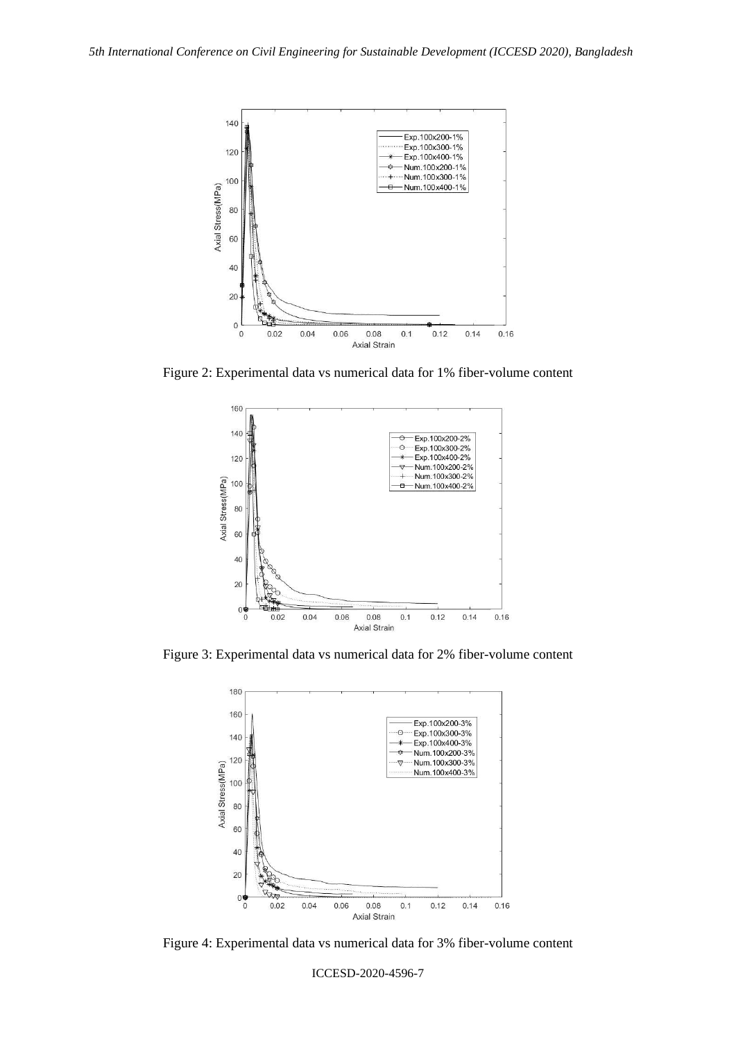Figure 2: Experimental data vs numerical data for 1% fiber-volume content

Figure 3: Experimental data vs numerical data for 2% fiber-volume content

Figure 4: Experimental data vs numerical data for 3% fiber-volume content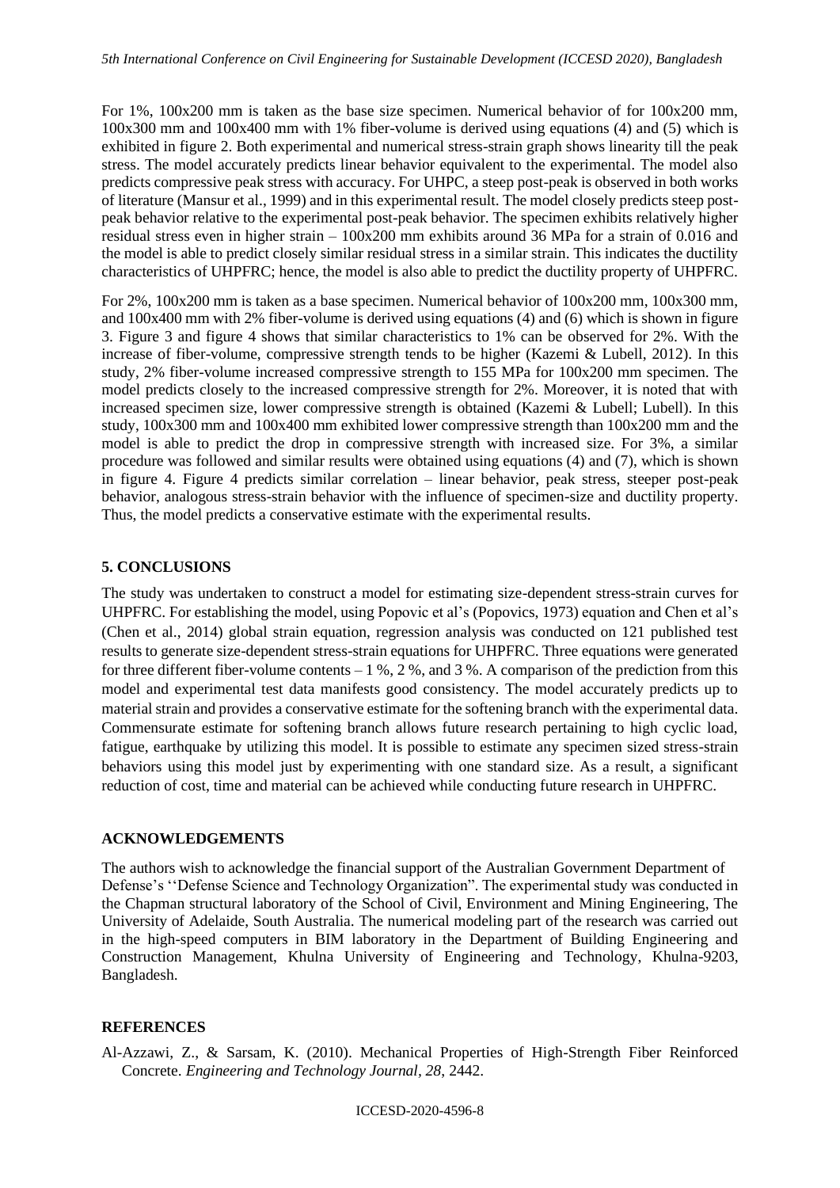For 1%, 100x200 mm is taken as the base size specimen. Numerical behavior of for 100x200 mm, 100x300 mm and 100x400 mm with 1% fiber-volume is derived using equations (4) and (5) which is exhibited in figure 2. Both experimental and numerical stress-strain graph shows linearity till the peak stress. The model accurately predicts linear behavior equivalent to the experimental. The model also predicts compressive peak stress with accuracy. For UHPC, a steep post-peak is observed in both works of literature (Mansur et al., 1999) and in this experimental result. The model closely predicts steep post-peak behavior relative to the experimental post-peak behavior. The specimen exhibits relatively higher residual stress even in higher strain – 100x200 mm exhibits around 36 MPa for a strain of 0.016 and the model is able to predict closely similar residual stress in a similar strain. This indicates the ductility characteristics of UHPFRC; hence, the model is also able to predict the ductility property of UHPFRC.

For 2%, 100x200 mm is taken as a base specimen. Numerical behavior of 100x200 mm, 100x300 mm, and 100x400 mm with 2% fiber-volume is derived using equations (4) and (6) which is shown in figure 3. Figure 3 and figure 4 shows that similar characteristics to 1% can be observed for 2%. With the increase of fiber-volume, compressive strength tends to be higher (Kazemi & Lubell, 2012). In this study, 2% fiber-volume increased compressive strength to 155 MPa for 100x200 mm specimen. The model predicts closely to the increased compressive strength for 2%. Moreover, it is noted that with increased specimen size, lower compressive strength is obtained (Kazemi & Lubell; Lubell). In this study, 100x300 mm and 100x400 mm exhibited lower compressive strength than 100x200 mm and the model is able to predict the drop in compressive strength with increased size. For 3%, a similar procedure was followed and similar results were obtained using equations (4) and (7), which is shown in figure 4. Figure 4 predicts similar correlation – linear behavior, peak stress, steeper post-peak behavior, analogous stress-strain behavior with the influence of specimen-size and ductility property. Thus, the model predicts a conservative estimate with the experimental results.

## 5. CONCLUSIONS

The study was undertaken to construct a model for estimating size-dependent stress-strain curves for UHPFRC. For establishing the model, using Popovic et al's (Popovics, 1973) equation and Chen et al's (Chen et al., 2014) global strain equation, regression analysis was conducted on 121 published test results to generate size-dependent stress-strain equations for UHPFRC. Three equations were generated for three different fiber-volume contents – 1 %, 2 %, and 3 %. A comparison of the prediction from this model and experimental test data manifests good consistency. The model accurately predicts up to material strain and provides a conservative estimate for the softening branch with the experimental data. Commensurate estimate for softening branch allows future research pertaining to high cyclic load, fatigue, earthquake by utilizing this model. It is possible to estimate any specimen sized stress-strain behaviors using this model just by experimenting with one standard size. As a result, a significant reduction of cost, time and material can be achieved while conducting future research in UHPFRC.

## ACKNOWLEDGEMENTS

The authors wish to acknowledge the financial support of the Australian Government Department of Defense's ''Defense Science and Technology Organization". The experimental study was conducted in the Chapman structural laboratory of the School of Civil, Environment and Mining Engineering, The University of Adelaide, South Australia. The numerical modeling part of the research was carried out in the high-speed computers in BIM laboratory in the Department of Building Engineering and Construction Management, Khulna University of Engineering and Technology, Khulna-9203, Bangladesh.

## REFERENCES

Al-Azzawi, Z., & Sarsam, K. (2010). Mechanical Properties of High-Strength Fiber Reinforced Concrete. *Engineering and Technology Journal*, *28*, 2442.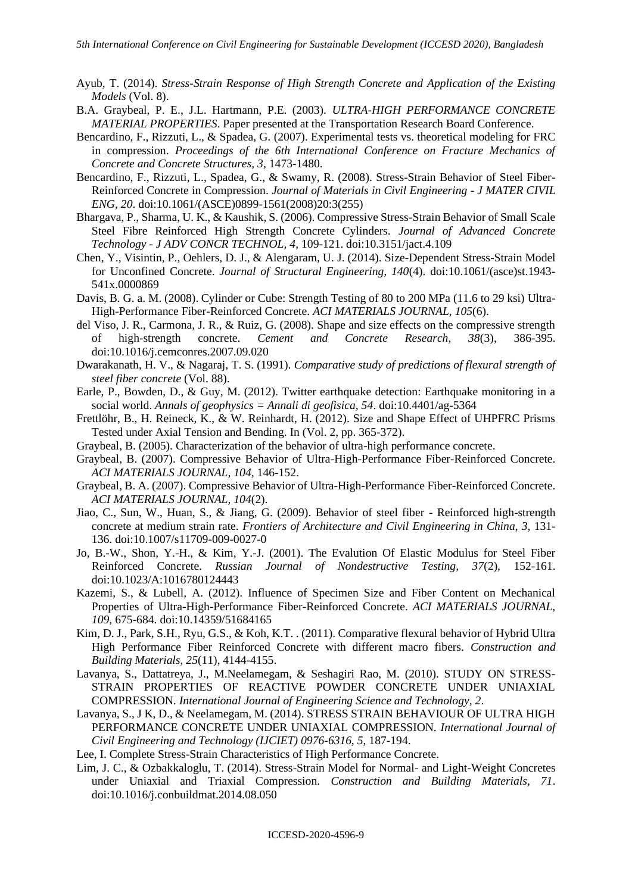Ayub, T. (2014). *Stress-Strain Response of High Strength Concrete and Application of the Existing Models* (Vol. 8).

B.A. Graybeal, P. E., J.L. Hartmann, P.E. (2003). *ULTRA-HIGH PERFORMANCE CONCRETE MATERIAL PROPERTIES*. Paper presented at the Transportation Research Board Conference.

Bencardino, F., Rizzuti, L., & Spadea, G. (2007). Experimental tests vs. theoretical modeling for FRC in compression. *Proceedings of the 6th International Conference on Fracture Mechanics of Concrete and Concrete Structures, 3*, 1473-1480.

Bencardino, F., Rizzuti, L., Spadea, G., & Swamy, R. (2008). Stress-Strain Behavior of Steel Fiber-Reinforced Concrete in Compression. *Journal of Materials in Civil Engineering - J MATER CIVIL ENG, 20*. doi:10.1061/(ASCE)0899-1561(2008)20:3(255)

Bhargava, P., Sharma, U. K., & Kaushik, S. (2006). Compressive Stress-Strain Behavior of Small Scale Steel Fibre Reinforced High Strength Concrete Cylinders. *Journal of Advanced Concrete Technology - J ADV CONCR TECHNOL, 4*, 109-121. doi:10.3151/jact.4.109

Chen, Y., Visintin, P., Oehlers, D. J., & Alengaram, U. J. (2014). Size-Dependent Stress-Strain Model for Unconfined Concrete. *Journal of Structural Engineering, 140*(4). doi:10.1061/(asce)st.1943-541x.0000869

Davis, B. G. a. M. (2008). Cylinder or Cube: Strength Testing of 80 to 200 MPa (11.6 to 29 ksi) Ultra-High-Performance Fiber-Reinforced Concrete. *ACI MATERIALS JOURNAL, 105*(6).

del Viso, J. R., Carmona, J. R., & Ruiz, G. (2008). Shape and size effects on the compressive strength of high-strength concrete. *Cement and Concrete Research, 38*(3), 386-395. doi:10.1016/j.cemconres.2007.09.020

Dwarakanath, H. V., & Nagaraj, T. S. (1991). *Comparative study of predictions of flexural strength of steel fiber concrete* (Vol. 88).

Earle, P., Bowden, D., & Guy, M. (2012). Twitter earthquake detection: Earthquake monitoring in a social world. *Annals of geophysics = Annali di geofisica, 54*. doi:10.4401/ag-5364

Frettlöhr, B., H. Reineck, K., & W. Reinhardt, H. (2012). Size and Shape Effect of UHPFRC Prisms Tested under Axial Tension and Bending. In (Vol. 2, pp. 365-372).

Graybeal, B. (2005). Characterization of the behavior of ultra-high performance concrete.

Graybeal, B. (2007). Compressive Behavior of Ultra-High-Performance Fiber-Reinforced Concrete. *ACI MATERIALS JOURNAL, 104*, 146-152.

Graybeal, B. A. (2007). Compressive Behavior of Ultra-High-Performance Fiber-Reinforced Concrete. *ACI MATERIALS JOURNAL, 104*(2).

Jiao, C., Sun, W., Huan, S., & Jiang, G. (2009). Behavior of steel fiber - Reinforced high-strength concrete at medium strain rate. *Frontiers of Architecture and Civil Engineering in China, 3*, 131-136. doi:10.1007/s11709-009-0027-0

Jo, B.-W., Shon, Y.-H., & Kim, Y.-J. (2001). The Evalution Of Elastic Modulus for Steel Fiber Reinforced Concrete. *Russian Journal of Nondestructive Testing, 37*(2), 152-161. doi:10.1023/A:1016780124443

Kazemi, S., & Lubell, A. (2012). Influence of Specimen Size and Fiber Content on Mechanical Properties of Ultra-High-Performance Fiber-Reinforced Concrete. *ACI MATERIALS JOURNAL, 109*, 675-684. doi:10.14359/51684165

Kim, D. J., Park, S.H., Ryu, G.S., & Koh, K.T. . (2011). Comparative flexural behavior of Hybrid Ultra High Performance Fiber Reinforced Concrete with different macro fibers. *Construction and Building Materials, 25*(11), 4144-4155.

Lavanya, S., Dattatreya, J., M.Neelamegam, & Seshagiri Rao, M. (2010). STUDY ON STRESS-STRAIN PROPERTIES OF REACTIVE POWDER CONCRETE UNDER UNIAXIAL COMPRESSION. *International Journal of Engineering Science and Technology, 2*.

Lavanya, S., J K, D., & Neelamegam, M. (2014). STRESS STRAIN BEHAVIOUR OF ULTRA HIGH PERFORMANCE CONCRETE UNDER UNIAXIAL COMPRESSION. *International Journal of Civil Engineering and Technology (IJCIET) 0976-6316, 5*, 187-194.

Lee, I. Complete Stress-Strain Characteristics of High Performance Concrete.

Lim, J. C., & Ozbakkaloglu, T. (2014). Stress-Strain Model for Normal- and Light-Weight Concretes under Uniaxial and Triaxial Compression. *Construction and Building Materials, 71*. doi:10.1016/j.conbuildmat.2014.08.050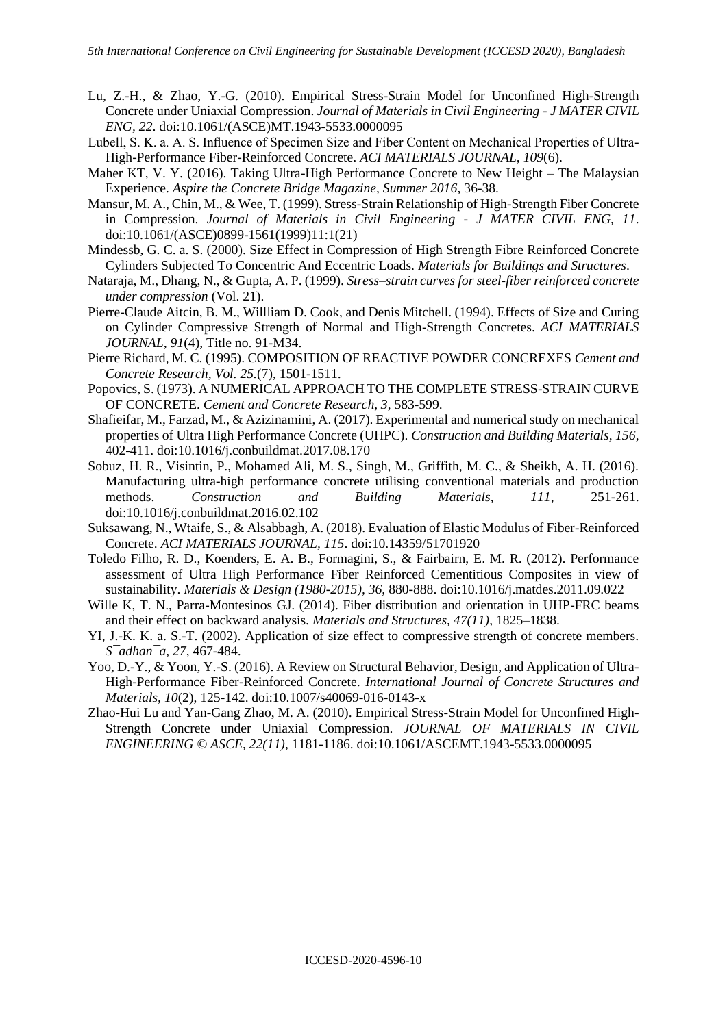Lu, Z.-H., & Zhao, Y.-G. (2010). Empirical Stress-Strain Model for Unconfined High-Strength Concrete under Uniaxial Compression. *Journal of Materials in Civil Engineering - J MATER CIVIL ENG, 22*. doi:10.1061/(ASCE)MT.1943-5533.0000095

Lubell, S. K. a. A. S. Influence of Specimen Size and Fiber Content on Mechanical Properties of Ultra-High-Performance Fiber-Reinforced Concrete. *ACI MATERIALS JOURNAL, 109*(6).

Maher KT, V. Y. (2016). Taking Ultra-High Performance Concrete to New Height – The Malaysian Experience. *Aspire the Concrete Bridge Magazine, Summer 2016*, 36-38.

Mansur, M. A., Chin, M., & Wee, T. (1999). Stress-Strain Relationship of High-Strength Fiber Concrete in Compression. *Journal of Materials in Civil Engineering - J MATER CIVIL ENG, 11*. doi:10.1061/(ASCE)0899-1561(1999)11:1(21)

Mindessb, G. C. a. S. (2000). Size Effect in Compression of High Strength Fibre Reinforced Concrete Cylinders Subjected To Concentric And Eccentric Loads. *Materials for Buildings and Structures*.

Nataraja, M., Dhang, N., & Gupta, A. P. (1999). *Stress–strain curves for steel-fiber reinforced concrete under compression* (Vol. 21).

Pierre-Claude Aitcin, B. M., Willliam D. Cook, and Denis Mitchell. (1994). Effects of Size and Curing on Cylinder Compressive Strength of Normal and High-Strength Concretes. *ACI MATERIALS JOURNAL, 91*(4), Title no. 91-M34.

Pierre Richard, M. C. (1995). COMPOSITION OF REACTIVE POWDER CONCREXES *Cement and Concrete Research, Vol. 25*.(7), 1501-1511.

Popovics, S. (1973). A NUMERICAL APPROACH TO THE COMPLETE STRESS-STRAIN CURVE OF CONCRETE. *Cement and Concrete Research, 3*, 583-599.

Shafieifar, M., Farzad, M., & Azizinamini, A. (2017). Experimental and numerical study on mechanical properties of Ultra High Performance Concrete (UHPC). *Construction and Building Materials, 156*, 402-411. doi:10.1016/j.conbuildmat.2017.08.170

Sobuz, H. R., Visintin, P., Mohamed Ali, M. S., Singh, M., Griffith, M. C., & Sheikh, A. H. (2016). Manufacturing ultra-high performance concrete utilising conventional materials and production methods. *Construction and Building Materials, 111*, 251-261. doi:10.1016/j.conbuildmat.2016.02.102

Suksawang, N., Wtaife, S., & Alsabbagh, A. (2018). Evaluation of Elastic Modulus of Fiber-Reinforced Concrete. *ACI MATERIALS JOURNAL, 115*. doi:10.14359/51701920

Toledo Filho, R. D., Koenders, E. A. B., Formagini, S., & Fairbairn, E. M. R. (2012). Performance assessment of Ultra High Performance Fiber Reinforced Cementitious Composites in view of sustainability. *Materials & Design (1980-2015), 36*, 880-888. doi:10.1016/j.matdes.2011.09.022

Wille K, T. N., Parra-Montesinos GJ. (2014). Fiber distribution and orientation in UHP-FRC beams and their effect on backward analysis. *Materials and Structures, 47(11)*, 1825–1838.

YI, J.-K. K. a. S.-T. (2002). Application of size effect to compressive strength of concrete members. *S¯adhan¯a, 27*, 467-484.

Yoo, D.-Y., & Yoon, Y.-S. (2016). A Review on Structural Behavior, Design, and Application of Ultra-High-Performance Fiber-Reinforced Concrete. *International Journal of Concrete Structures and Materials, 10*(2), 125-142. doi:10.1007/s40069-016-0143-x

Zhao-Hui Lu and Yan-Gang Zhao, M. A. (2010). Empirical Stress-Strain Model for Unconfined High-Strength Concrete under Uniaxial Compression. *JOURNAL OF MATERIALS IN CIVIL ENGINEERING © ASCE, 22(11)*, 1181-1186. doi:10.1061/ASCEMT.1943-5533.0000095